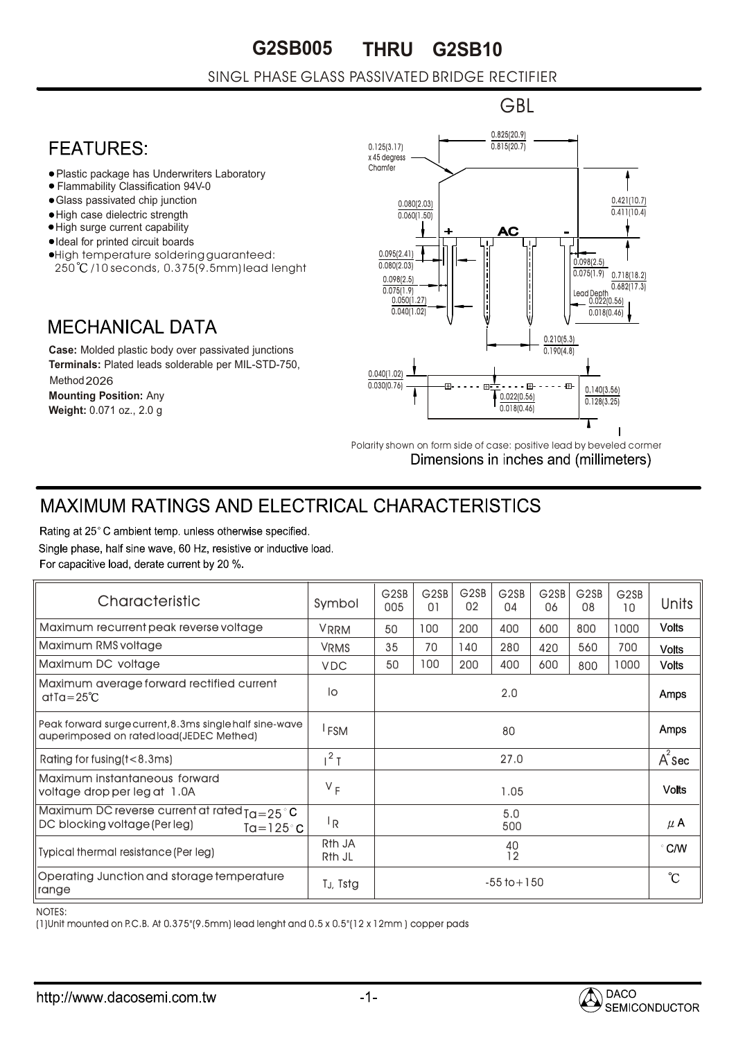# G2SB005 THRU G2SB10

SINGL PHASE GLASS PASSIVATED BRIDGE RECTIFIER

GBL

## FEATURES:

- Plastic package has Underwriters Laboratory
- Flammability Classification 94V-0
- Glass passivated chip junction
- High case dielectric strength
- High surge current capability
- Ideal for printed circuit boards
- High temperature soldering guaranteed: 250℃/10 seconds, 0.375(9.5mm) lead lenght

## MECHANICAL DATA

**Case:** Molded plastic body over passivated junctions

**Terminals:** Plated leads solderable per MIL-STD-750, Method 2026

**Mounting Position:** Any

**Weight:** 0.071 oz., 2.0 g

0.825(20.9) / 0.815(20.7)

0.125(3.17) x 45 degress Chamfer

0.080(2.03) / 0.060(1.50)

0.421(10.7) / 0.411(10.4)

\+ AC -

0.095(2.41) / 0.080(2.03)

0.098(2.5) / 0.075(1.9)

0.050(1.27) / 0.040(1.02)

0.098(2.5) / 0.075(1.9)

0.718(18.2) / 0.682(17.3)

Lead Depth 0.022(0.56) / 0.018(0.46)

0.210(5.3) / 0.190(4.8)

0.040(1.02) / 0.030(0.76)

0.022(0.56) / 0.018(0.46)

0.140(3.56) / 0.128(3.25)

Polarity shown on form side of case: positive lead by beveled cormer

Dimensions in inches and (millimeters)

## MAXIMUM RATINGS AND ELECTRICAL CHARACTERISTICS

Rating at 25° C ambient temp. unless otherwise specified.

Single phase, half sine wave, 60 Hz, resistive or inductive load.

For capacitive load, derate current by 20 %.

| Characteristic | Symbol | G2SB 005 | G2SB 01 | G2SB 02 | G2SB 04 | G2SB 06 | G2SB 08 | G2SB 10 | Units |
|---|---|---|---|---|---|---|---|---|---|
| Maximum recurrent peak reverse voltage | $V_{RRM}$ | 50 | 100 | 200 | 400 | 600 | 800 | 1000 | Volts |
| Maximum RMS voltage | $V_{RMS}$ | 35 | 70 | 140 | 280 | 420 | 560 | 700 | Volts |
| Maximum DC voltage | $V_{DC}$ | 50 | 100 | 200 | 400 | 600 | 800 | 1000 | Volts |
| Maximum average forward rectified current atTa=25℃ | Io | | | | 2.0 | | | | Amps |
| Peak forward surge current, 8.3ms single half sine-wave auperimposed on rated load(JEDEC Methed) | $I_{FSM}$ | | | | 80 | | | | Amps |
| Rating for fusing(t<8.3ms) | $I^2T$ | | | | 27.0 | | | | $A^2$Sec |
| Maximum instantaneous forward voltage drop per leg at 1.0A | $V_F$ | | | | 1.05 | | | | Volts |
| Maximum DC reverse current at rated Ta=25°C DC blocking voltage (Per leg) Ta=125°C | $I_R$ | | | | 5.0<br>500 | | | | μA |
| Typical thermal resistance (Per leg) | Rth JA<br>Rth JL | | | | 40<br>12 | | | | °C/W |
| Operating Junction and storage temperature range | $T_J$, Tstg | | | | -55 to +150 | | | | ℃ |

NOTES:

(1)Unit mounted on P.C.B. At 0.375"(9.5mm) lead lenght and 0.5 x 0.5"(12 x 12mm ) copper pads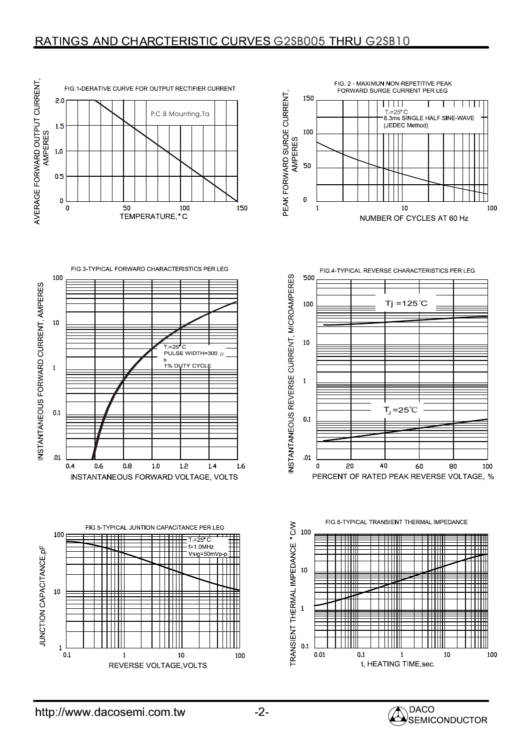# RATINGS AND CHARCTERISTIC CURVES G2SB005 THRU G2SB10

FIG.1-DERATIVE CURVE FOR OUTPUT RECTIFIER CURRENT

AVERAGE FORWARD OUTPUT CURRENT, AMPERES

2.0
1.5
1.0
0.5
0

P.C.B Mounting,Ta

0
50
100
150

TEMPERATURE, °C

FIG. 2 - MAXIMUN NON-REPETITIVE PEAK FORWARD SURGE CURRENT PER LEG

PEAK FORWARD SURQE CURRENT, AMPERES

150
100
50
0

$T_J$=25°C
8.3ms SINGLE HALF SINE-WAVE
(JEDEC Method)

1
10
100

NUMBER OF CYCLES AT 60 Hz

FIG.3-TYPICAL FORWARD CHARACTERISTICS PER LEG

INSTANTANEOUS FORWARD CURRENT, AMPERES

100
10
1
0.1
.01

$T_J$=25°C
PULSE WIDTH=300 μs
1% DUTY CYCLE

0.4
0.6
0.8
1.0
1.2
1.4
1.6

INSTANTANEOUS FORWARD VOLTAGE, VOLTS

FIG.4-TYPICAL REVERSE CHARACTERISTICS PER LEG

INSTANTANEOUS REVERSE CURRENT, MICROAMPERES

500
100
10
1
0.1
.01

Tj =125℃

$T_J$=25℃

0
20
40
60
80
100

PERCENT OF RATED PEAK REVERSE VOLTAGE, %

FIG.5-TYPICAL JUNTION CAPACITANCE PER LEG

JUNCTION CAPACITANCE,pF

100
10
1

$T_J$=25°C
f=1.0MHz
Vsig=50mVp-p

0.1
1
10
100

REVERSE VOLTAGE,VOLTS

FIG.6-TYPICAL TRANSIENT THERMAL IMPEDANCE

TRANSIENT THERMAL IMPEDANCE. °C/W

100
10
1
0.1

0.01
0.1
1
10
100

t, HEATING TIME,sec.

http://www.dacosemi.com.tw

DACO SEMICONDUCTOR